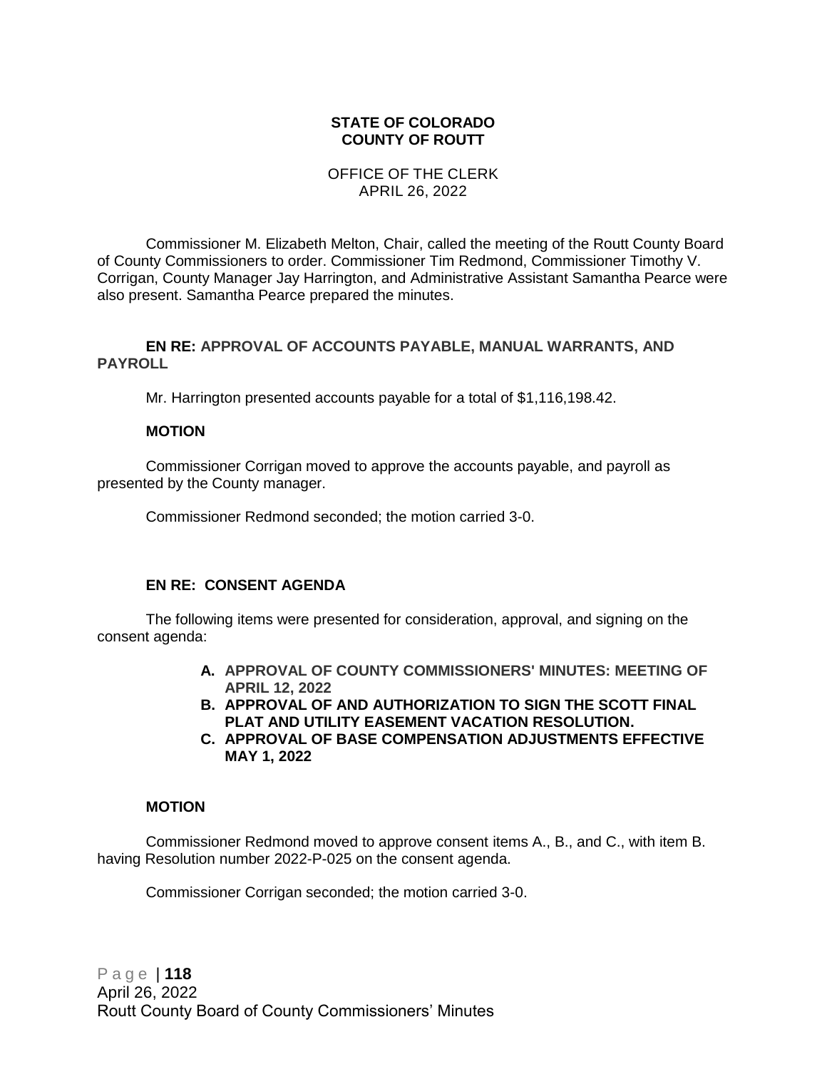**STATE OF COLORADO**
**COUNTY OF ROUTT**

OFFICE OF THE CLERK
APRIL 26, 2022

Commissioner M. Elizabeth Melton, Chair, called the meeting of the Routt County Board of County Commissioners to order. Commissioner Tim Redmond, Commissioner Timothy V. Corrigan, County Manager Jay Harrington, and Administrative Assistant Samantha Pearce were also present. Samantha Pearce prepared the minutes.

**EN RE: APPROVAL OF ACCOUNTS PAYABLE, MANUAL WARRANTS, AND PAYROLL**

Mr. Harrington presented accounts payable for a total of $1,116,198.42.

**MOTION**

Commissioner Corrigan moved to approve the accounts payable, and payroll as presented by the County manager.

Commissioner Redmond seconded; the motion carried 3-0.

**EN RE: CONSENT AGENDA**

The following items were presented for consideration, approval, and signing on the consent agenda:

- **A. APPROVAL OF COUNTY COMMISSIONERS' MINUTES: MEETING OF APRIL 12, 2022**
- **B. APPROVAL OF AND AUTHORIZATION TO SIGN THE SCOTT FINAL PLAT AND UTILITY EASEMENT VACATION RESOLUTION.**
- **C. APPROVAL OF BASE COMPENSATION ADJUSTMENTS EFFECTIVE MAY 1, 2022**

**MOTION**

Commissioner Redmond moved to approve consent items A., B., and C., with item B. having Resolution number 2022-P-025 on the consent agenda.

Commissioner Corrigan seconded; the motion carried 3-0.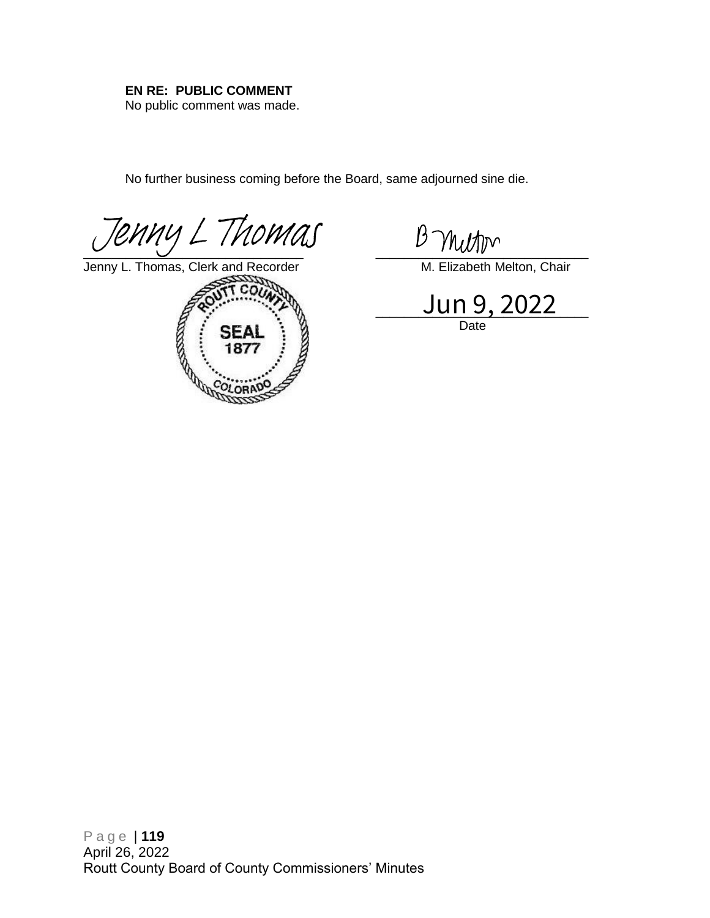**EN RE: PUBLIC COMMENT**

No public comment was made.

No further business coming before the Board, same adjourned sine die.

Jenny L Thomas

Jenny L. Thomas, Clerk and Recorder

B Melton

M. Elizabeth Melton, Chair

ROUTT COUNTY SEAL 1877 COLORADO

Jun 9, 2022

Date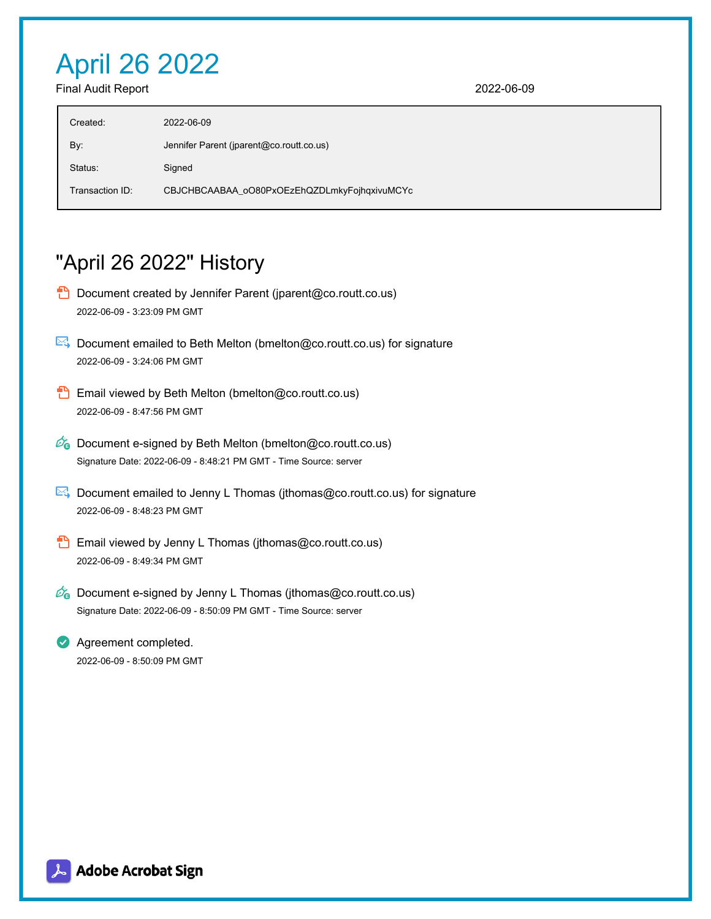# April 26 2022

Final Audit Report 2022-06-09

| | |
|---|---|
| Created: | 2022-06-09 |
| By: | Jennifer Parent (jparent@co.routt.co.us) |
| Status: | Signed |
| Transaction ID: | CBJCHBCAABAA_oO80PxOEzEhQZDLmkyFojhqxivuMCYc |

## "April 26 2022" History

- Document created by Jennifer Parent (jparent@co.routt.co.us)
  2022-06-09 - 3:23:09 PM GMT

- Document emailed to Beth Melton (bmelton@co.routt.co.us) for signature
  2022-06-09 - 3:24:06 PM GMT

- Email viewed by Beth Melton (bmelton@co.routt.co.us)
  2022-06-09 - 8:47:56 PM GMT

- Document e-signed by Beth Melton (bmelton@co.routt.co.us)
  Signature Date: 2022-06-09 - 8:48:21 PM GMT - Time Source: server

- Document emailed to Jenny L Thomas (jthomas@co.routt.co.us) for signature
  2022-06-09 - 8:48:23 PM GMT

- Email viewed by Jenny L Thomas (jthomas@co.routt.co.us)
  2022-06-09 - 8:49:34 PM GMT

- Document e-signed by Jenny L Thomas (jthomas@co.routt.co.us)
  Signature Date: 2022-06-09 - 8:50:09 PM GMT - Time Source: server

- Agreement completed.
  2022-06-09 - 8:50:09 PM GMT

Adobe Acrobat Sign